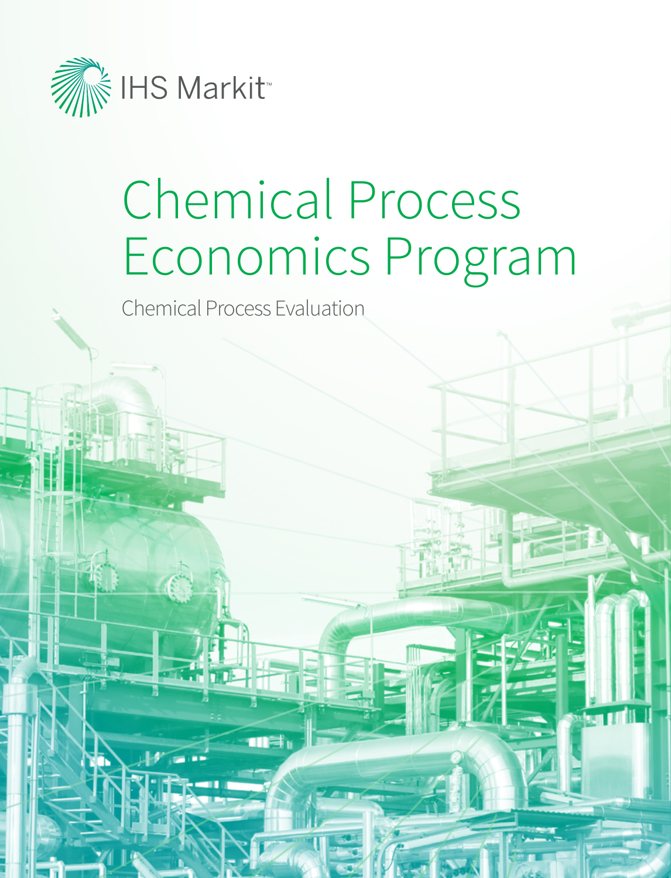IHS Markit™

# Chemical Process Economics Program

Chemical Process Evaluation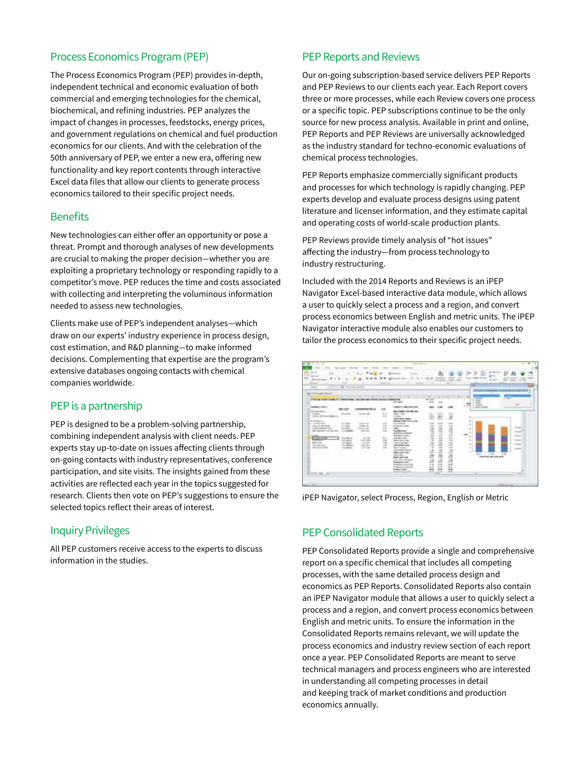## Process Economics Program (PEP)

The Process Economics Program (PEP) provides in-depth, independent technical and economic evaluation of both commercial and emerging technologies for the chemical, biochemical, and refining industries. PEP analyzes the impact of changes in processes, feedstocks, energy prices, and government regulations on chemical and fuel production economics for our clients. And with the celebration of the 50th anniversary of PEP, we enter a new era, offering new functionality and key report contents through interactive Excel data files that allow our clients to generate process economics tailored to their specific project needs.

## Benefits

New technologies can either offer an opportunity or pose a threat. Prompt and thorough analyses of new developments are crucial to making the proper decision—whether you are exploiting a proprietary technology or responding rapidly to a competitor's move. PEP reduces the time and costs associated with collecting and interpreting the voluminous information needed to assess new technologies.

Clients make use of PEP's independent analyses—which draw on our experts' industry experience in process design, cost estimation, and R&D planning—to make informed decisions. Complementing that expertise are the program's extensive databases ongoing contacts with chemical companies worldwide.

## PEP is a partnership

PEP is designed to be a problem-solving partnership, combining independent analysis with client needs. PEP experts stay up-to-date on issues affecting clients through on-going contacts with industry representatives, conference participation, and site visits. The insights gained from these activities are reflected each year in the topics suggested for research. Clients then vote on PEP's suggestions to ensure the selected topics reflect their areas of interest.

## Inquiry Privileges

All PEP customers receive access to the experts to discuss information in the studies.

## PEP Reports and Reviews

Our on-going subscription-based service delivers PEP Reports and PEP Reviews to our clients each year. Each Report covers three or more processes, while each Review covers one process or a specific topic. PEP subscriptions continue to be the only source for new process analysis. Available in print and online, PEP Reports and PEP Reviews are universally acknowledged as the industry standard for techno-economic evaluations of chemical process technologies.

PEP Reports emphasize commercially significant products and processes for which technology is rapidly changing. PEP experts develop and evaluate process designs using patent literature and licenser information, and they estimate capital and operating costs of world-scale production plants.

PEP Reviews provide timely analysis of "hot issues" affecting the industry—from process technology to industry restructuring.

Included with the 2014 Reports and Reviews is an iPEP Navigator Excel-based interactive data module, which allows a user to quickly select a process and a region, and convert process economics between English and metric units. The iPEP Navigator interactive module also enables our customers to tailor the process economics to their specific project needs.

iPEP Navigator, select Process, Region, English or Metric

## PEP Consolidated Reports

PEP Consolidated Reports provide a single and comprehensive report on a specific chemical that includes all competing processes, with the same detailed process design and economics as PEP Reports. Consolidated Reports also contain an iPEP Navigator module that allows a user to quickly select a process and a region, and convert process economics between English and metric units. To ensure the information in the Consolidated Reports remains relevant, we will update the process economics and industry review section of each report once a year. PEP Consolidated Reports are meant to serve technical managers and process engineers who are interested in understanding all competing processes in detail and keeping track of market conditions and production economics annually.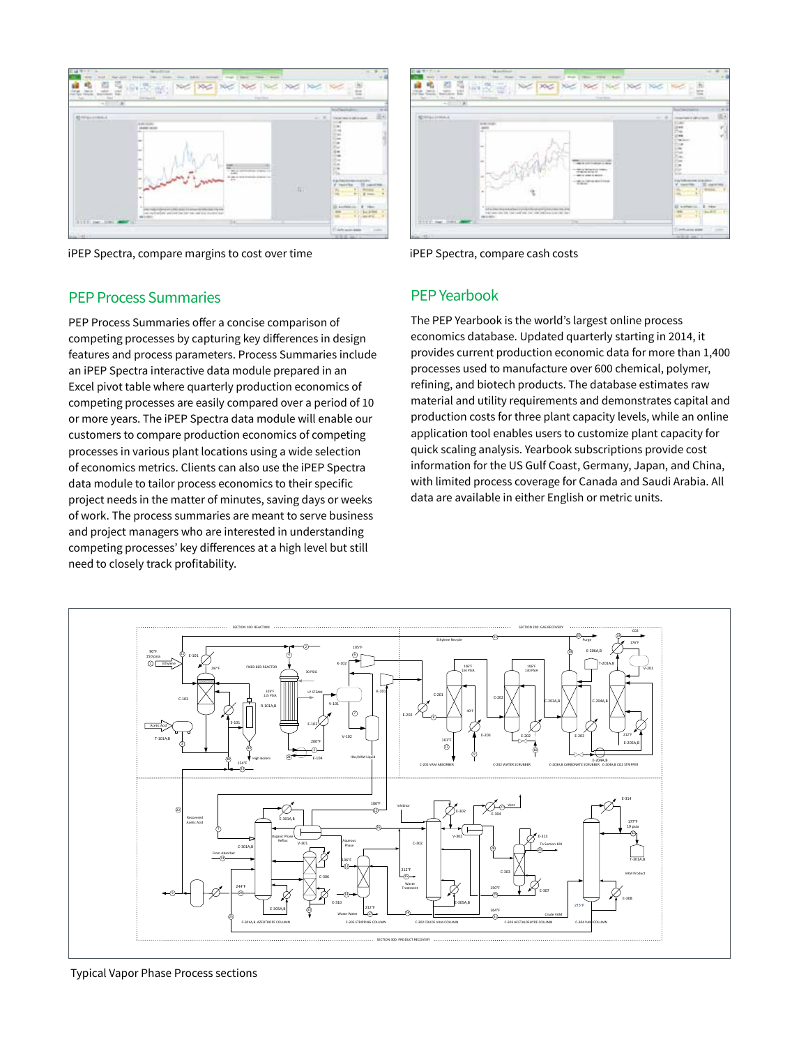iPEP Spectra, compare margins to cost over time

iPEP Spectra, compare cash costs

## PEP Process Summaries

PEP Process Summaries offer a concise comparison of competing processes by capturing key differences in design features and process parameters. Process Summaries include an iPEP Spectra interactive data module prepared in an Excel pivot table where quarterly production economics of competing processes are easily compared over a period of 10 or more years. The iPEP Spectra data module will enable our customers to compare production economics of competing processes in various plant locations using a wide selection of economics metrics. Clients can also use the iPEP Spectra data module to tailor process economics to their specific project needs in the matter of minutes, saving days or weeks of work. The process summaries are meant to serve business and project managers who are interested in understanding competing processes' key differences at a high level but still need to closely track profitability.

## PEP Yearbook

The PEP Yearbook is the world's largest online process economics database. Updated quarterly starting in 2014, it provides current production economic data for more than 1,400 processes used to manufacture over 600 chemical, polymer, refining, and biotech products. The database estimates raw material and utility requirements and demonstrates capital and production costs for three plant capacity levels, while an online application tool enables users to customize plant capacity for quick scaling analysis. Yearbook subscriptions provide cost information for the US Gulf Coast, Germany, Japan, and China, with limited process coverage for Canada and Saudi Arabia. All data are available in either English or metric units.

Typical Vapor Phase Process sections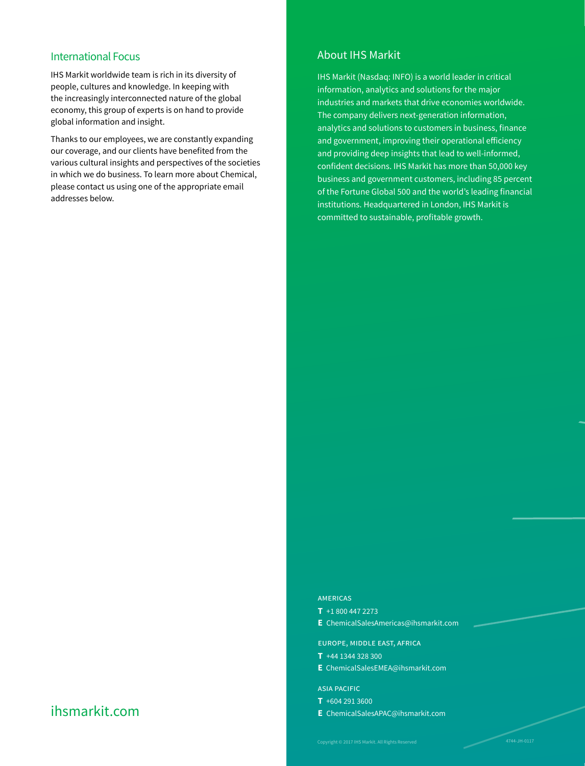## International Focus

IHS Markit worldwide team is rich in its diversity of people, cultures and knowledge. In keeping with the increasingly interconnected nature of the global economy, this group of experts is on hand to provide global information and insight.

Thanks to our employees, we are constantly expanding our coverage, and our clients have benefited from the various cultural insights and perspectives of the societies in which we do business. To learn more about Chemical, please contact us using one of the appropriate email addresses below.

ihsmarkit.com

## About IHS Markit

IHS Markit (Nasdaq: INFO) is a world leader in critical information, analytics and solutions for the major industries and markets that drive economies worldwide. The company delivers next-generation information, analytics and solutions to customers in business, finance and government, improving their operational efficiency and providing deep insights that lead to well-informed, confident decisions. IHS Markit has more than 50,000 key business and government customers, including 85 percent of the Fortune Global 500 and the world's leading financial institutions. Headquartered in London, IHS Markit is committed to sustainable, profitable growth.

AMERICAS

**T** +1 800 447 2273

**E** ChemicalSalesAmericas@ihsmarkit.com

EUROPE, MIDDLE EAST, AFRICA

**T** +44 1344 328 300

**E** ChemicalSalesEMEA@ihsmarkit.com

ASIA PACIFIC

**T** +604 291 3600

**E** ChemicalSalesAPAC@ihsmarkit.com

Copyright © 2017 IHS Markit. All Rights Reserved

4744-JH-0117